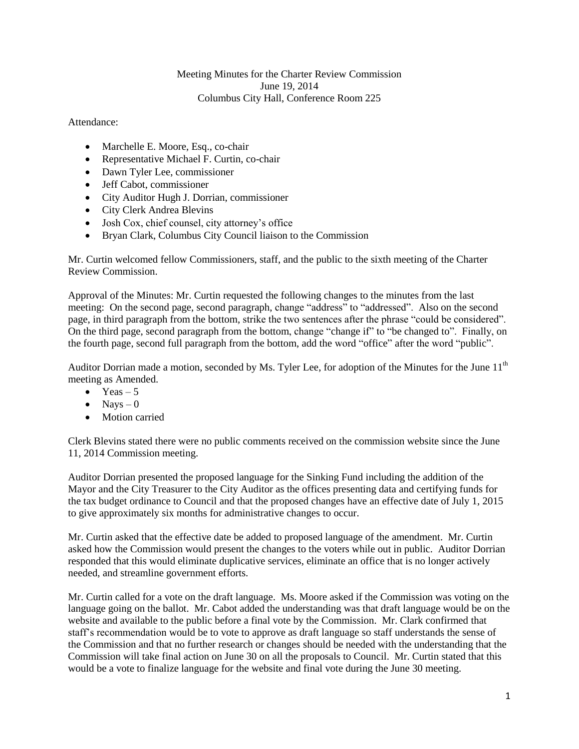Meeting Minutes for the Charter Review Commission
June 19, 2014
Columbus City Hall, Conference Room 225

Attendance:

- Marchelle E. Moore, Esq., co-chair
- Representative Michael F. Curtin, co-chair
- Dawn Tyler Lee, commissioner
- Jeff Cabot, commissioner
- City Auditor Hugh J. Dorrian, commissioner
- City Clerk Andrea Blevins
- Josh Cox, chief counsel, city attorney's office
- Bryan Clark, Columbus City Council liaison to the Commission

Mr. Curtin welcomed fellow Commissioners, staff, and the public to the sixth meeting of the Charter Review Commission.

Approval of the Minutes: Mr. Curtin requested the following changes to the minutes from the last meeting: On the second page, second paragraph, change "address" to "addressed". Also on the second page, in third paragraph from the bottom, strike the two sentences after the phrase "could be considered". On the third page, second paragraph from the bottom, change "change if" to "be changed to". Finally, on the fourth page, second full paragraph from the bottom, add the word "office" after the word "public".

Auditor Dorrian made a motion, seconded by Ms. Tyler Lee, for adoption of the Minutes for the June 11th meeting as Amended.

- Yeas – 5
- Nays – 0
- Motion carried

Clerk Blevins stated there were no public comments received on the commission website since the June 11, 2014 Commission meeting.

Auditor Dorrian presented the proposed language for the Sinking Fund including the addition of the Mayor and the City Treasurer to the City Auditor as the offices presenting data and certifying funds for the tax budget ordinance to Council and that the proposed changes have an effective date of July 1, 2015 to give approximately six months for administrative changes to occur.

Mr. Curtin asked that the effective date be added to proposed language of the amendment. Mr. Curtin asked how the Commission would present the changes to the voters while out in public. Auditor Dorrian responded that this would eliminate duplicative services, eliminate an office that is no longer actively needed, and streamline government efforts.

Mr. Curtin called for a vote on the draft language. Ms. Moore asked if the Commission was voting on the language going on the ballot. Mr. Cabot added the understanding was that draft language would be on the website and available to the public before a final vote by the Commission. Mr. Clark confirmed that staff's recommendation would be to vote to approve as draft language so staff understands the sense of the Commission and that no further research or changes should be needed with the understanding that the Commission will take final action on June 30 on all the proposals to Council. Mr. Curtin stated that this would be a vote to finalize language for the website and final vote during the June 30 meeting.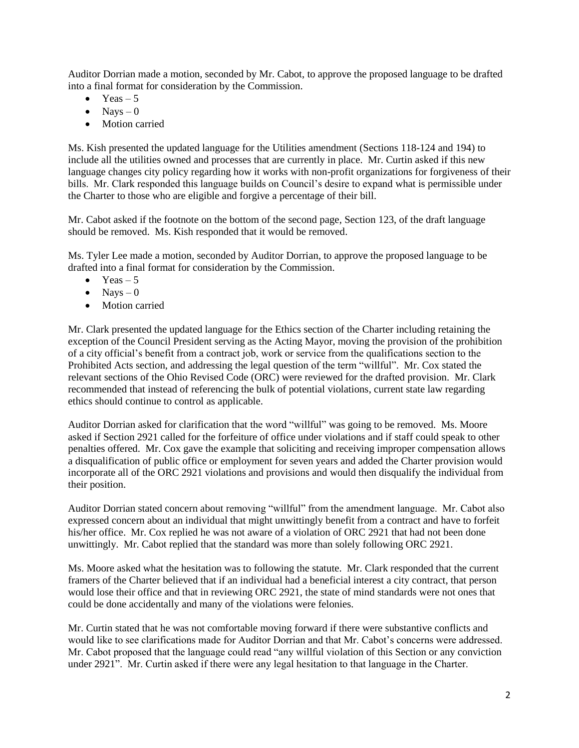Auditor Dorrian made a motion, seconded by Mr. Cabot, to approve the proposed language to be drafted into a final format for consideration by the Commission.

- Yeas – 5
- Nays – 0
- Motion carried

Ms. Kish presented the updated language for the Utilities amendment (Sections 118-124 and 194) to include all the utilities owned and processes that are currently in place. Mr. Curtin asked if this new language changes city policy regarding how it works with non-profit organizations for forgiveness of their bills. Mr. Clark responded this language builds on Council's desire to expand what is permissible under the Charter to those who are eligible and forgive a percentage of their bill.

Mr. Cabot asked if the footnote on the bottom of the second page, Section 123, of the draft language should be removed. Ms. Kish responded that it would be removed.

Ms. Tyler Lee made a motion, seconded by Auditor Dorrian, to approve the proposed language to be drafted into a final format for consideration by the Commission.

- Yeas – 5
- Nays – 0
- Motion carried

Mr. Clark presented the updated language for the Ethics section of the Charter including retaining the exception of the Council President serving as the Acting Mayor, moving the provision of the prohibition of a city official's benefit from a contract job, work or service from the qualifications section to the Prohibited Acts section, and addressing the legal question of the term "willful". Mr. Cox stated the relevant sections of the Ohio Revised Code (ORC) were reviewed for the drafted provision. Mr. Clark recommended that instead of referencing the bulk of potential violations, current state law regarding ethics should continue to control as applicable.

Auditor Dorrian asked for clarification that the word "willful" was going to be removed. Ms. Moore asked if Section 2921 called for the forfeiture of office under violations and if staff could speak to other penalties offered. Mr. Cox gave the example that soliciting and receiving improper compensation allows a disqualification of public office or employment for seven years and added the Charter provision would incorporate all of the ORC 2921 violations and provisions and would then disqualify the individual from their position.

Auditor Dorrian stated concern about removing "willful" from the amendment language. Mr. Cabot also expressed concern about an individual that might unwittingly benefit from a contract and have to forfeit his/her office. Mr. Cox replied he was not aware of a violation of ORC 2921 that had not been done unwittingly. Mr. Cabot replied that the standard was more than solely following ORC 2921.

Ms. Moore asked what the hesitation was to following the statute. Mr. Clark responded that the current framers of the Charter believed that if an individual had a beneficial interest a city contract, that person would lose their office and that in reviewing ORC 2921, the state of mind standards were not ones that could be done accidentally and many of the violations were felonies.

Mr. Curtin stated that he was not comfortable moving forward if there were substantive conflicts and would like to see clarifications made for Auditor Dorrian and that Mr. Cabot's concerns were addressed. Mr. Cabot proposed that the language could read "any willful violation of this Section or any conviction under 2921". Mr. Curtin asked if there were any legal hesitation to that language in the Charter.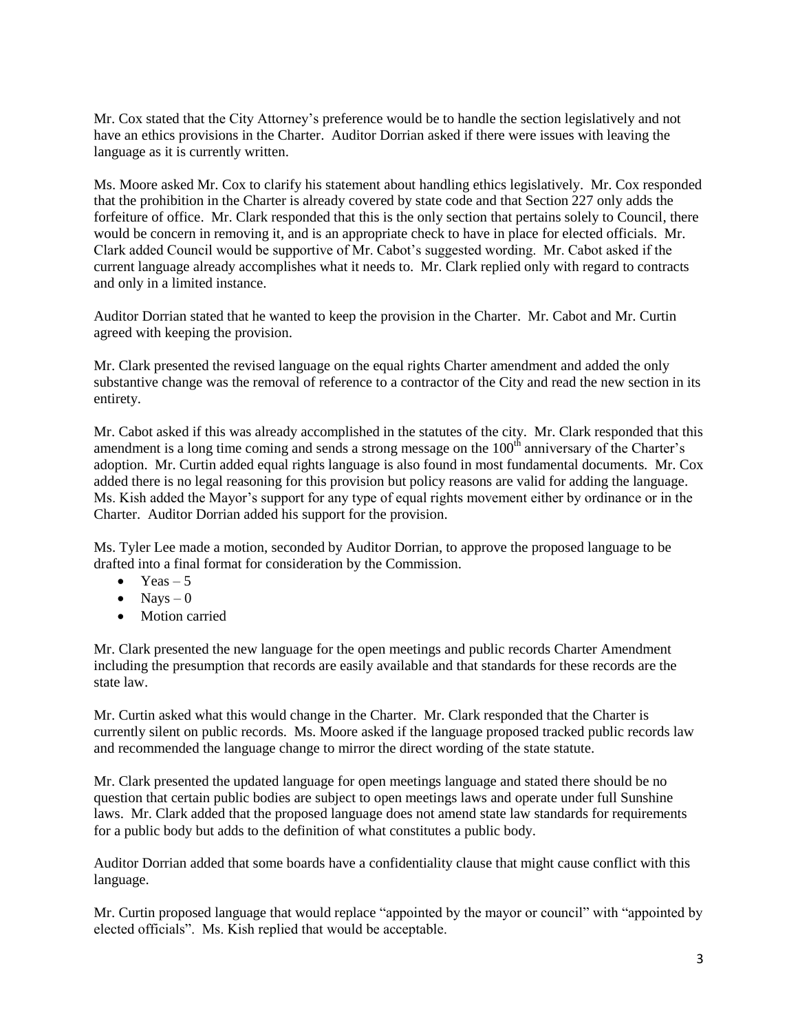Mr. Cox stated that the City Attorney's preference would be to handle the section legislatively and not have an ethics provisions in the Charter. Auditor Dorrian asked if there were issues with leaving the language as it is currently written.

Ms. Moore asked Mr. Cox to clarify his statement about handling ethics legislatively. Mr. Cox responded that the prohibition in the Charter is already covered by state code and that Section 227 only adds the forfeiture of office. Mr. Clark responded that this is the only section that pertains solely to Council, there would be concern in removing it, and is an appropriate check to have in place for elected officials. Mr. Clark added Council would be supportive of Mr. Cabot's suggested wording. Mr. Cabot asked if the current language already accomplishes what it needs to. Mr. Clark replied only with regard to contracts and only in a limited instance.

Auditor Dorrian stated that he wanted to keep the provision in the Charter. Mr. Cabot and Mr. Curtin agreed with keeping the provision.

Mr. Clark presented the revised language on the equal rights Charter amendment and added the only substantive change was the removal of reference to a contractor of the City and read the new section in its entirety.

Mr. Cabot asked if this was already accomplished in the statutes of the city. Mr. Clark responded that this amendment is a long time coming and sends a strong message on the 100th anniversary of the Charter's adoption. Mr. Curtin added equal rights language is also found in most fundamental documents. Mr. Cox added there is no legal reasoning for this provision but policy reasons are valid for adding the language. Ms. Kish added the Mayor's support for any type of equal rights movement either by ordinance or in the Charter. Auditor Dorrian added his support for the provision.

Ms. Tyler Lee made a motion, seconded by Auditor Dorrian, to approve the proposed language to be drafted into a final format for consideration by the Commission.

- Yeas – 5
- Nays – 0
- Motion carried

Mr. Clark presented the new language for the open meetings and public records Charter Amendment including the presumption that records are easily available and that standards for these records are the state law.

Mr. Curtin asked what this would change in the Charter. Mr. Clark responded that the Charter is currently silent on public records. Ms. Moore asked if the language proposed tracked public records law and recommended the language change to mirror the direct wording of the state statute.

Mr. Clark presented the updated language for open meetings language and stated there should be no question that certain public bodies are subject to open meetings laws and operate under full Sunshine laws. Mr. Clark added that the proposed language does not amend state law standards for requirements for a public body but adds to the definition of what constitutes a public body.

Auditor Dorrian added that some boards have a confidentiality clause that might cause conflict with this language.

Mr. Curtin proposed language that would replace "appointed by the mayor or council" with "appointed by elected officials". Ms. Kish replied that would be acceptable.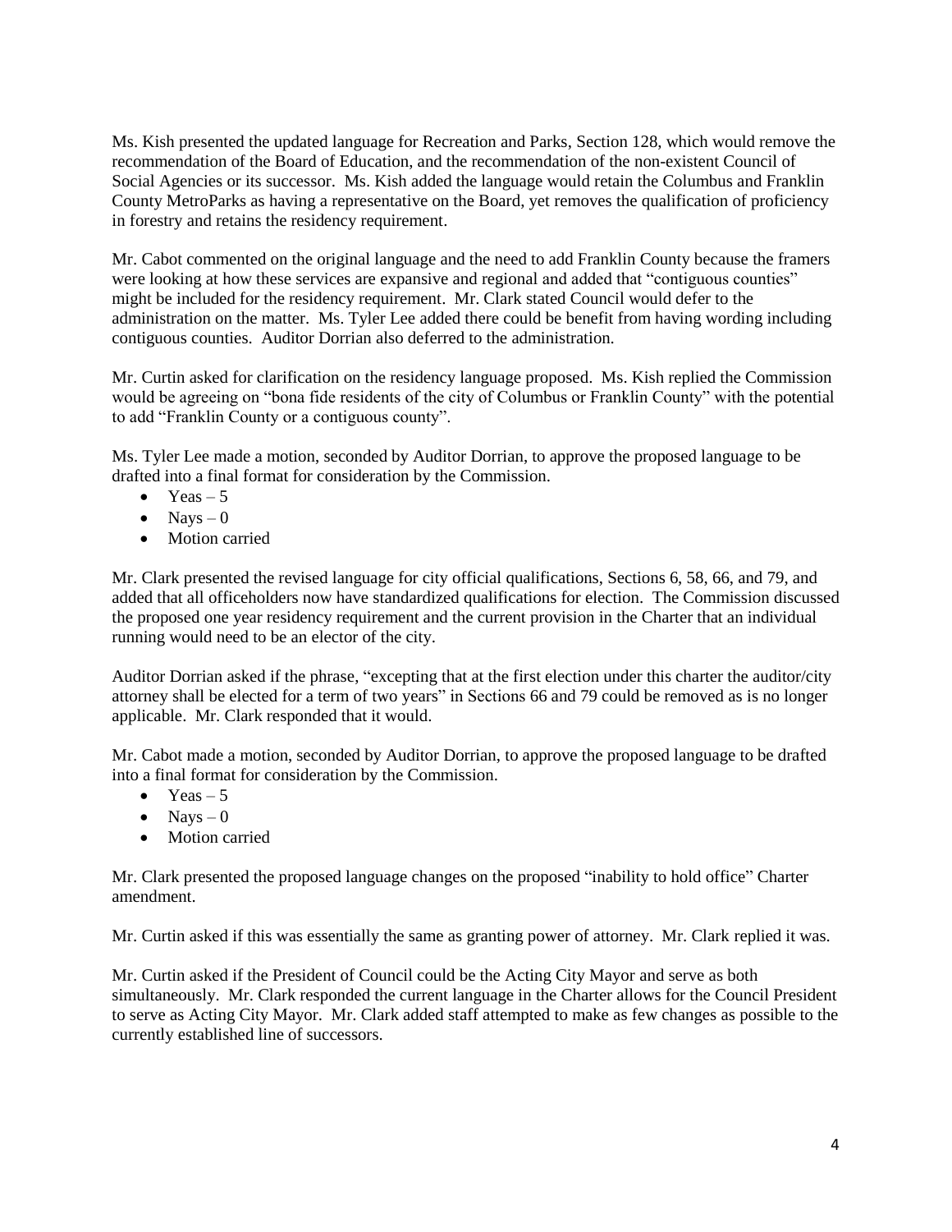Ms. Kish presented the updated language for Recreation and Parks, Section 128, which would remove the recommendation of the Board of Education, and the recommendation of the non-existent Council of Social Agencies or its successor. Ms. Kish added the language would retain the Columbus and Franklin County MetroParks as having a representative on the Board, yet removes the qualification of proficiency in forestry and retains the residency requirement.

Mr. Cabot commented on the original language and the need to add Franklin County because the framers were looking at how these services are expansive and regional and added that "contiguous counties" might be included for the residency requirement. Mr. Clark stated Council would defer to the administration on the matter. Ms. Tyler Lee added there could be benefit from having wording including contiguous counties. Auditor Dorrian also deferred to the administration.

Mr. Curtin asked for clarification on the residency language proposed. Ms. Kish replied the Commission would be agreeing on "bona fide residents of the city of Columbus or Franklin County" with the potential to add "Franklin County or a contiguous county".

Ms. Tyler Lee made a motion, seconded by Auditor Dorrian, to approve the proposed language to be drafted into a final format for consideration by the Commission.

- Yeas – 5
- Nays – 0
- Motion carried

Mr. Clark presented the revised language for city official qualifications, Sections 6, 58, 66, and 79, and added that all officeholders now have standardized qualifications for election. The Commission discussed the proposed one year residency requirement and the current provision in the Charter that an individual running would need to be an elector of the city.

Auditor Dorrian asked if the phrase, "excepting that at the first election under this charter the auditor/city attorney shall be elected for a term of two years" in Sections 66 and 79 could be removed as is no longer applicable. Mr. Clark responded that it would.

Mr. Cabot made a motion, seconded by Auditor Dorrian, to approve the proposed language to be drafted into a final format for consideration by the Commission.

- Yeas – 5
- Nays – 0
- Motion carried

Mr. Clark presented the proposed language changes on the proposed "inability to hold office" Charter amendment.

Mr. Curtin asked if this was essentially the same as granting power of attorney. Mr. Clark replied it was.

Mr. Curtin asked if the President of Council could be the Acting City Mayor and serve as both simultaneously. Mr. Clark responded the current language in the Charter allows for the Council President to serve as Acting City Mayor. Mr. Clark added staff attempted to make as few changes as possible to the currently established line of successors.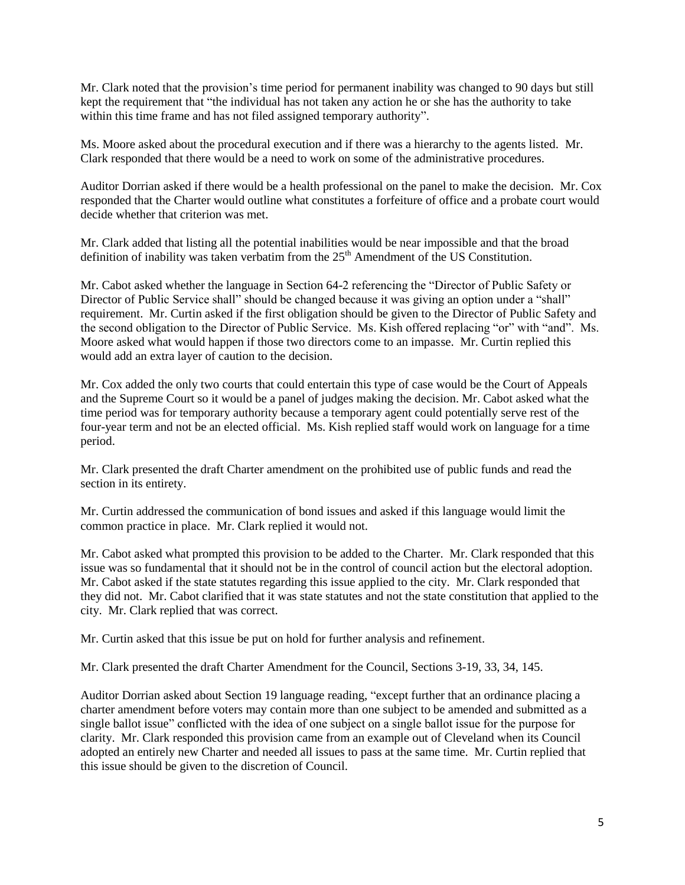Mr. Clark noted that the provision's time period for permanent inability was changed to 90 days but still kept the requirement that "the individual has not taken any action he or she has the authority to take within this time frame and has not filed assigned temporary authority".

Ms. Moore asked about the procedural execution and if there was a hierarchy to the agents listed. Mr. Clark responded that there would be a need to work on some of the administrative procedures.

Auditor Dorrian asked if there would be a health professional on the panel to make the decision. Mr. Cox responded that the Charter would outline what constitutes a forfeiture of office and a probate court would decide whether that criterion was met.

Mr. Clark added that listing all the potential inabilities would be near impossible and that the broad definition of inability was taken verbatim from the 25th Amendment of the US Constitution.

Mr. Cabot asked whether the language in Section 64-2 referencing the "Director of Public Safety or Director of Public Service shall" should be changed because it was giving an option under a "shall" requirement. Mr. Curtin asked if the first obligation should be given to the Director of Public Safety and the second obligation to the Director of Public Service. Ms. Kish offered replacing "or" with "and". Ms. Moore asked what would happen if those two directors come to an impasse. Mr. Curtin replied this would add an extra layer of caution to the decision.

Mr. Cox added the only two courts that could entertain this type of case would be the Court of Appeals and the Supreme Court so it would be a panel of judges making the decision. Mr. Cabot asked what the time period was for temporary authority because a temporary agent could potentially serve rest of the four-year term and not be an elected official. Ms. Kish replied staff would work on language for a time period.

Mr. Clark presented the draft Charter amendment on the prohibited use of public funds and read the section in its entirety.

Mr. Curtin addressed the communication of bond issues and asked if this language would limit the common practice in place. Mr. Clark replied it would not.

Mr. Cabot asked what prompted this provision to be added to the Charter. Mr. Clark responded that this issue was so fundamental that it should not be in the control of council action but the electoral adoption. Mr. Cabot asked if the state statutes regarding this issue applied to the city. Mr. Clark responded that they did not. Mr. Cabot clarified that it was state statutes and not the state constitution that applied to the city. Mr. Clark replied that was correct.

Mr. Curtin asked that this issue be put on hold for further analysis and refinement.

Mr. Clark presented the draft Charter Amendment for the Council, Sections 3-19, 33, 34, 145.

Auditor Dorrian asked about Section 19 language reading, "except further that an ordinance placing a charter amendment before voters may contain more than one subject to be amended and submitted as a single ballot issue" conflicted with the idea of one subject on a single ballot issue for the purpose for clarity. Mr. Clark responded this provision came from an example out of Cleveland when its Council adopted an entirely new Charter and needed all issues to pass at the same time. Mr. Curtin replied that this issue should be given to the discretion of Council.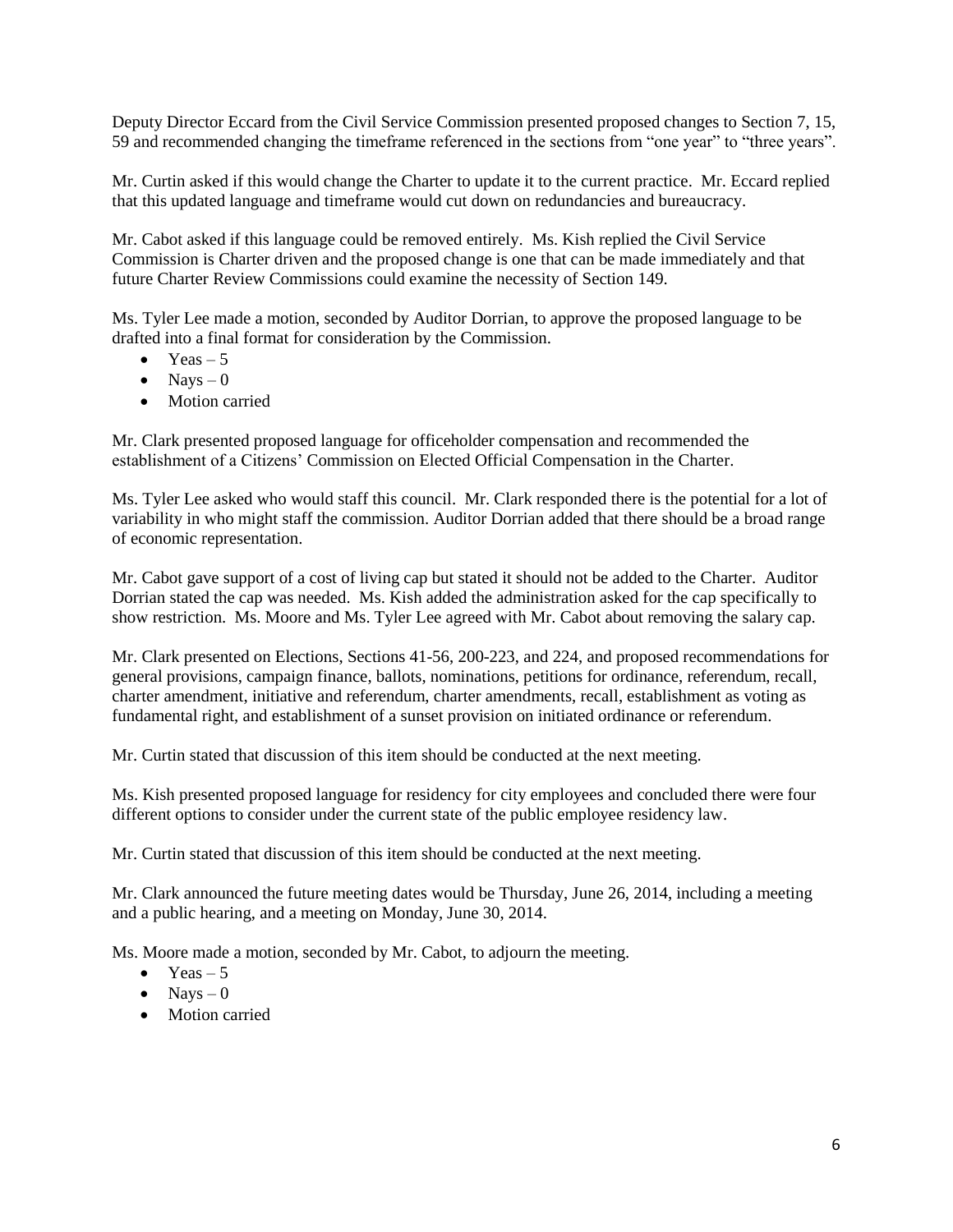Deputy Director Eccard from the Civil Service Commission presented proposed changes to Section 7, 15, 59 and recommended changing the timeframe referenced in the sections from "one year" to "three years".

Mr. Curtin asked if this would change the Charter to update it to the current practice. Mr. Eccard replied that this updated language and timeframe would cut down on redundancies and bureaucracy.

Mr. Cabot asked if this language could be removed entirely. Ms. Kish replied the Civil Service Commission is Charter driven and the proposed change is one that can be made immediately and that future Charter Review Commissions could examine the necessity of Section 149.

Ms. Tyler Lee made a motion, seconded by Auditor Dorrian, to approve the proposed language to be drafted into a final format for consideration by the Commission.

- Yeas – 5
- Nays – 0
- Motion carried

Mr. Clark presented proposed language for officeholder compensation and recommended the establishment of a Citizens' Commission on Elected Official Compensation in the Charter.

Ms. Tyler Lee asked who would staff this council. Mr. Clark responded there is the potential for a lot of variability in who might staff the commission. Auditor Dorrian added that there should be a broad range of economic representation.

Mr. Cabot gave support of a cost of living cap but stated it should not be added to the Charter. Auditor Dorrian stated the cap was needed. Ms. Kish added the administration asked for the cap specifically to show restriction. Ms. Moore and Ms. Tyler Lee agreed with Mr. Cabot about removing the salary cap.

Mr. Clark presented on Elections, Sections 41-56, 200-223, and 224, and proposed recommendations for general provisions, campaign finance, ballots, nominations, petitions for ordinance, referendum, recall, charter amendment, initiative and referendum, charter amendments, recall, establishment as voting as fundamental right, and establishment of a sunset provision on initiated ordinance or referendum.

Mr. Curtin stated that discussion of this item should be conducted at the next meeting.

Ms. Kish presented proposed language for residency for city employees and concluded there were four different options to consider under the current state of the public employee residency law.

Mr. Curtin stated that discussion of this item should be conducted at the next meeting.

Mr. Clark announced the future meeting dates would be Thursday, June 26, 2014, including a meeting and a public hearing, and a meeting on Monday, June 30, 2014.

Ms. Moore made a motion, seconded by Mr. Cabot, to adjourn the meeting.

- Yeas – 5
- Nays – 0
- Motion carried